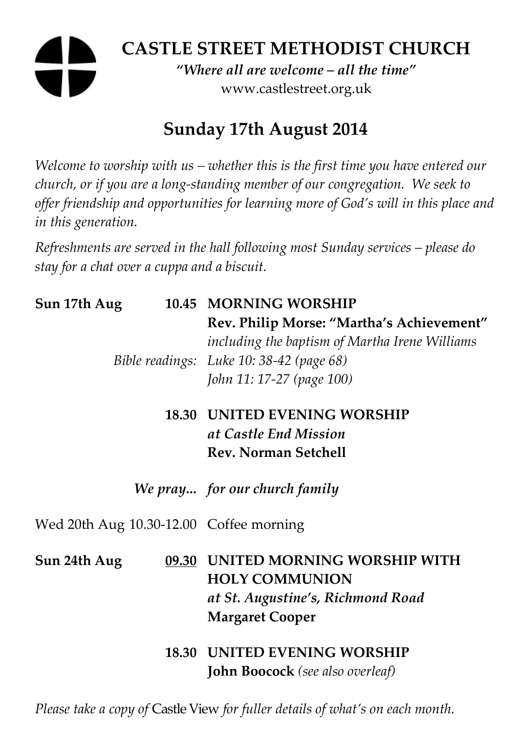# CASTLE STREET METHODIST CHURCH

*"Where all are welcome – all the time"*

www.castlestreet.org.uk

## Sunday 17th August 2014

*Welcome to worship with us – whether this is the first time you have entered our church, or if you are a long-standing member of our congregation. We seek to offer friendship and opportunities for learning more of God's will in this place and in this generation.*

*Refreshments are served in the hall following most Sunday services – please do stay for a chat over a cuppa and a biscuit.*

**Sun 17th Aug** **10.45 MORNING WORSHIP**
**Rev. Philip Morse: "Martha's Achievement"**
*including the baptism of Martha Irene Williams*
*Bible readings: Luke 10: 38-42 (page 68)*
*John 11: 17-27 (page 100)*

**18.30 UNITED EVENING WORSHIP**
***at Castle End Mission***
**Rev. Norman Setchell**

***We pray... for our church family***

Wed 20th Aug 10.30-12.00 Coffee morning

**Sun 24th Aug** **09.30 UNITED MORNING WORSHIP WITH HOLY COMMUNION**
***at St. Augustine's, Richmond Road***
**Margaret Cooper**

**18.30 UNITED EVENING WORSHIP**
**John Boocock** *(see also overleaf)*

*Please take a copy of* Castle View *for fuller details of what's on each month.*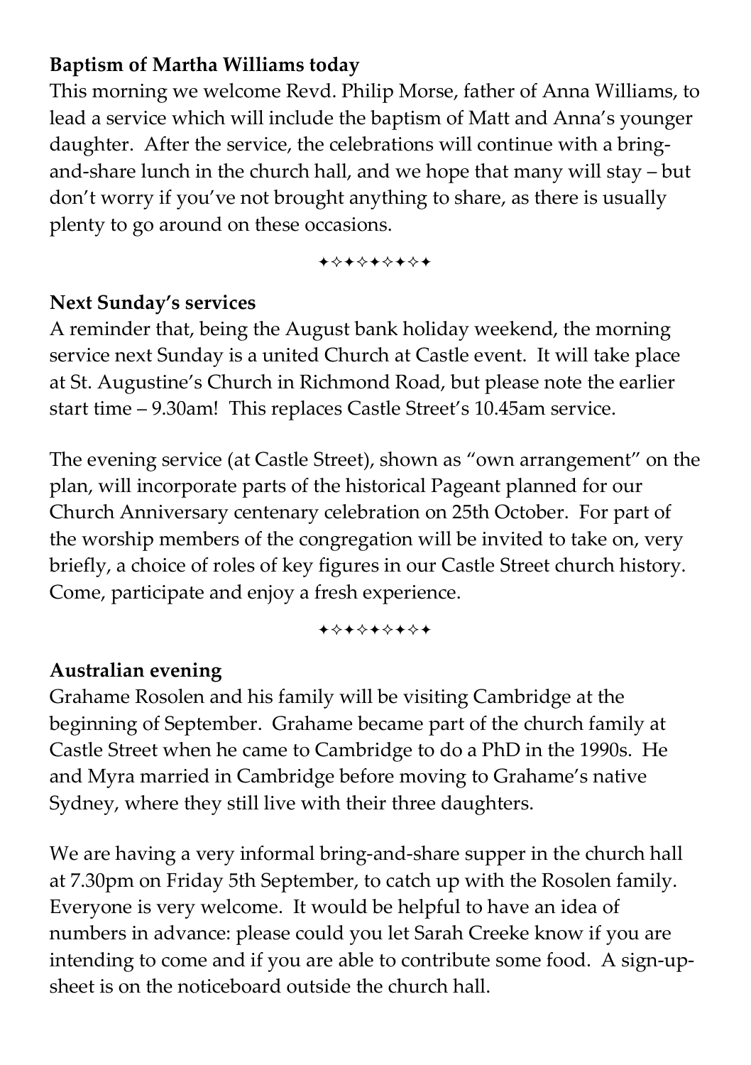**Baptism of Martha Williams today**

This morning we welcome Revd. Philip Morse, father of Anna Williams, to lead a service which will include the baptism of Matt and Anna's younger daughter. After the service, the celebrations will continue with a bring-and-share lunch in the church hall, and we hope that many will stay – but don't worry if you've not brought anything to share, as there is usually plenty to go around on these occasions.

✦✧✦✧✦✧✦✧✦

**Next Sunday's services**

A reminder that, being the August bank holiday weekend, the morning service next Sunday is a united Church at Castle event. It will take place at St. Augustine's Church in Richmond Road, but please note the earlier start time – 9.30am! This replaces Castle Street's 10.45am service.

The evening service (at Castle Street), shown as "own arrangement" on the plan, will incorporate parts of the historical Pageant planned for our Church Anniversary centenary celebration on 25th October. For part of the worship members of the congregation will be invited to take on, very briefly, a choice of roles of key figures in our Castle Street church history. Come, participate and enjoy a fresh experience.

✦✧✦✧✦✧✦✧✦

**Australian evening**

Grahame Rosolen and his family will be visiting Cambridge at the beginning of September. Grahame became part of the church family at Castle Street when he came to Cambridge to do a PhD in the 1990s. He and Myra married in Cambridge before moving to Grahame's native Sydney, where they still live with their three daughters.

We are having a very informal bring-and-share supper in the church hall at 7.30pm on Friday 5th September, to catch up with the Rosolen family. Everyone is very welcome. It would be helpful to have an idea of numbers in advance: please could you let Sarah Creeke know if you are intending to come and if you are able to contribute some food. A sign-up-sheet is on the noticeboard outside the church hall.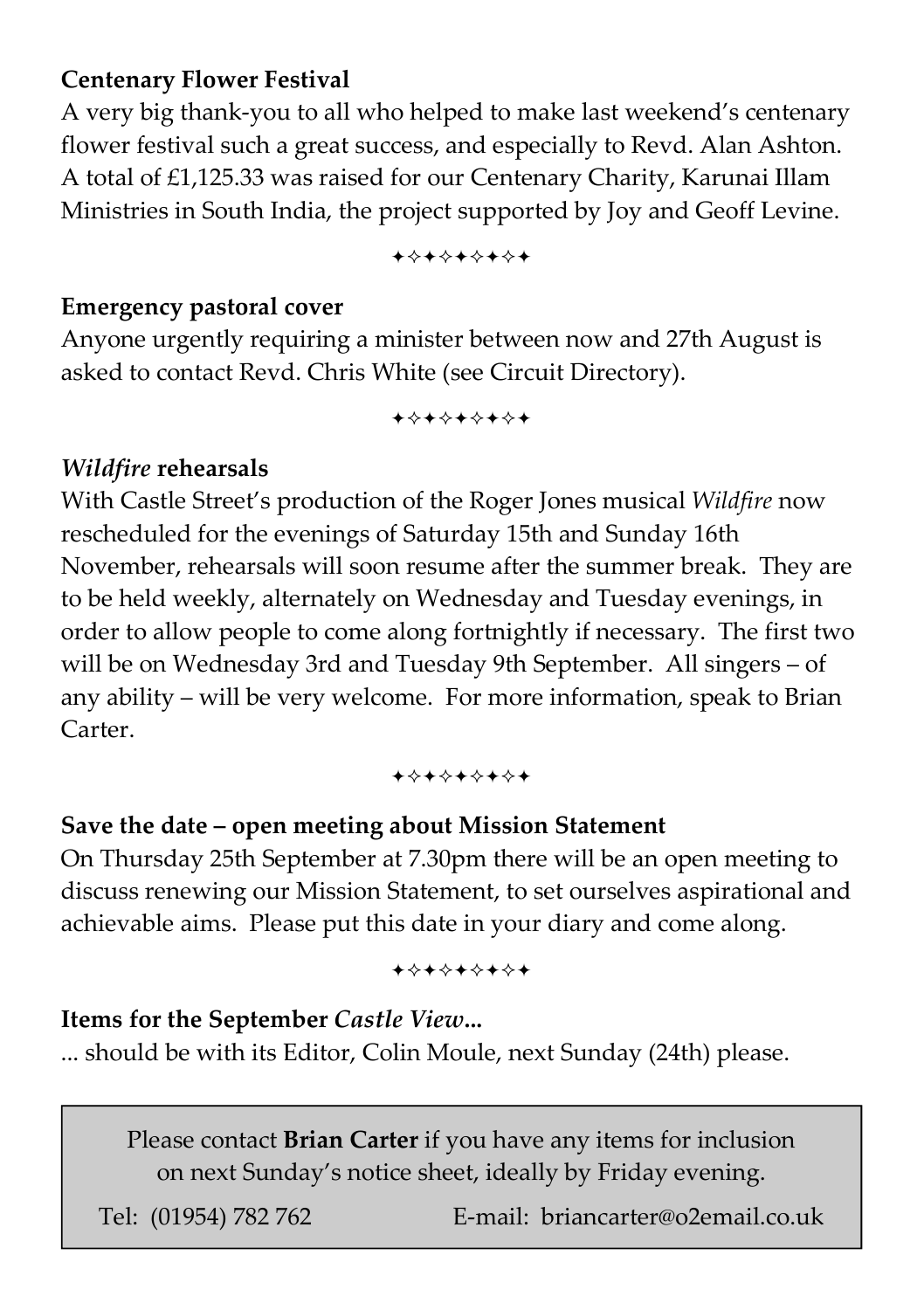**Centenary Flower Festival**

A very big thank-you to all who helped to make last weekend's centenary flower festival such a great success, and especially to Revd. Alan Ashton. A total of £1,125.33 was raised for our Centenary Charity, Karunai Illam Ministries in South India, the project supported by Joy and Geoff Levine.

✦✧✦✧✦✧✦✧✦

**Emergency pastoral cover**

Anyone urgently requiring a minister between now and 27th August is asked to contact Revd. Chris White (see Circuit Directory).

✦✧✦✧✦✧✦✧✦

***Wildfire* rehearsals**

With Castle Street's production of the Roger Jones musical *Wildfire* now rescheduled for the evenings of Saturday 15th and Sunday 16th November, rehearsals will soon resume after the summer break. They are to be held weekly, alternately on Wednesday and Tuesday evenings, in order to allow people to come along fortnightly if necessary. The first two will be on Wednesday 3rd and Tuesday 9th September. All singers – of any ability – will be very welcome. For more information, speak to Brian Carter.

✦✧✦✧✦✧✦✧✦

**Save the date – open meeting about Mission Statement**

On Thursday 25th September at 7.30pm there will be an open meeting to discuss renewing our Mission Statement, to set ourselves aspirational and achievable aims. Please put this date in your diary and come along.

✦✧✦✧✦✧✦✧✦

**Items for the September *Castle View*...**

... should be with its Editor, Colin Moule, next Sunday (24th) please.

Please contact **Brian Carter** if you have any items for inclusion on next Sunday's notice sheet, ideally by Friday evening.

Tel: (01954) 782 762 E-mail: briancarter@o2email.co.uk